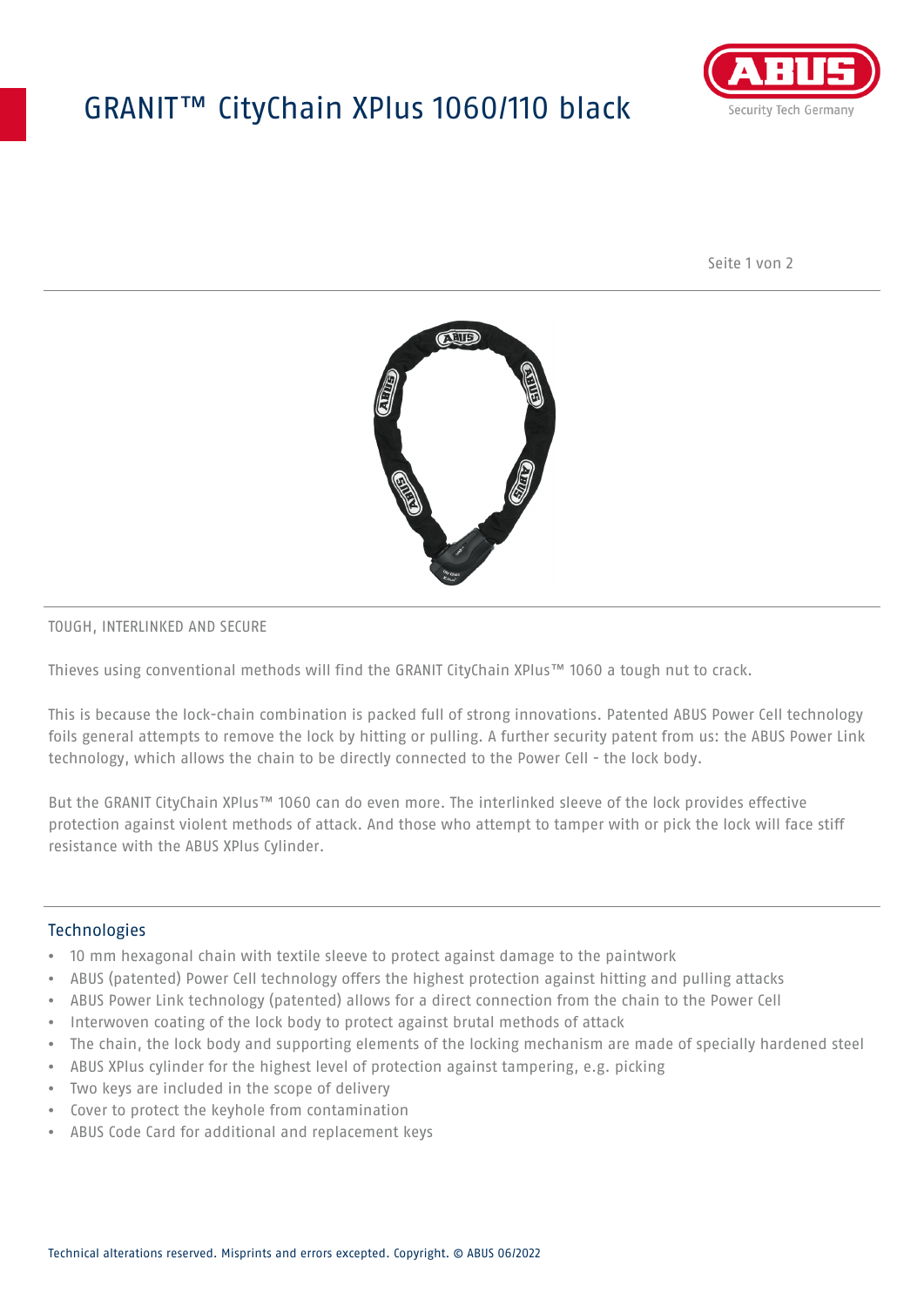# GRANIT™ CityChain XPlus 1060/110 black

TOUGH, INTERLINKED AND SECURE

Thieves using conventional methods will find the GRANIT CityChain XPlus™ 1060 a tough nut to crack.

This is because the lock-chain combination is packed full of strong innovations. Patented ABUS Power Cell technology foils general attempts to remove the lock by hitting or pulling. A further security patent from us: the ABUS Power Link technology, which allows the chain to be directly connected to the Power Cell - the lock body.

But the GRANIT CityChain XPlus™ 1060 can do even more. The interlinked sleeve of the lock provides effective protection against violent methods of attack. And those who attempt to tamper with or pick the lock will face stiff resistance with the ABUS XPlus Cylinder.

## Technologies

- 10 mm hexagonal chain with textile sleeve to protect against damage to the paintwork
- ABUS (patented) Power Cell technology offers the highest protection against hitting and pulling attacks
- ABUS Power Link technology (patented) allows for a direct connection from the chain to the Power Cell
- Interwoven coating of the lock body to protect against brutal methods of attack
- The chain, the lock body and supporting elements of the locking mechanism are made of specially hardened steel
- ABUS XPlus cylinder for the highest level of protection against tampering, e.g. picking
- Two keys are included in the scope of delivery
- Cover to protect the keyhole from contamination
- ABUS Code Card for additional and replacement keys

Technical alterations reserved. Misprints and errors excepted. Copyright. © ABUS 06/2022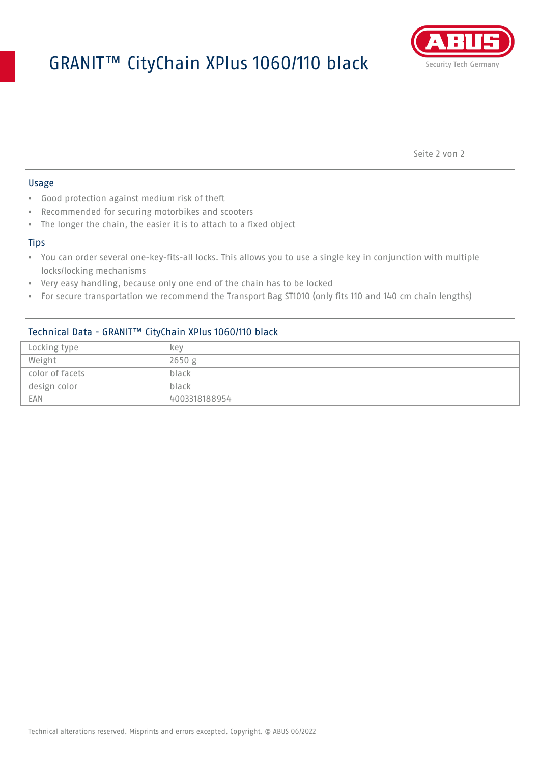## Usage

- Good protection against medium risk of theft
- Recommended for securing motorbikes and scooters
- The longer the chain, the easier it is to attach to a fixed object

## Tips

- You can order several one-key-fits-all locks. This allows you to use a single key in conjunction with multiple locks/locking mechanisms
- Very easy handling, because only one end of the chain has to be locked
- For secure transportation we recommend the Transport Bag ST1010 (only fits 110 and 140 cm chain lengths)

## Technical Data - GRANIT™ CityChain XPlus 1060/110 black

| | |
|---|---|
| Locking type | key |
| Weight | 2650 g |
| color of facets | black |
| design color | black |
| EAN | 4003318188954 |

Technical alterations reserved. Misprints and errors excepted. Copyright. © ABUS 06/2022